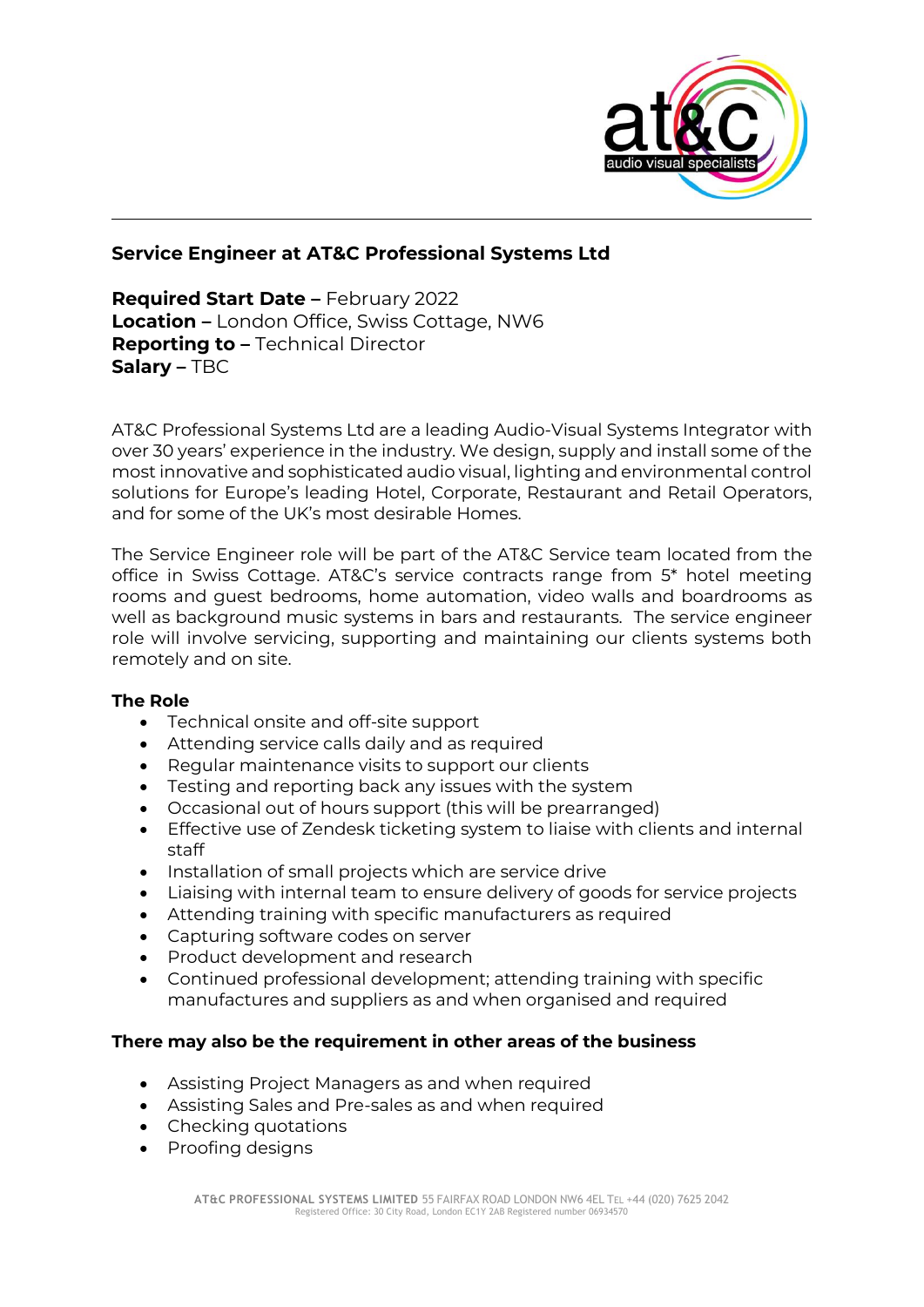## Service Engineer at AT&C Professional Systems Ltd

**Required Start Date –** February 2022
**Location –** London Office, Swiss Cottage, NW6
**Reporting to –** Technical Director
**Salary –** TBC

AT&C Professional Systems Ltd are a leading Audio-Visual Systems Integrator with over 30 years' experience in the industry. We design, supply and install some of the most innovative and sophisticated audio visual, lighting and environmental control solutions for Europe's leading Hotel, Corporate, Restaurant and Retail Operators, and for some of the UK's most desirable Homes.

The Service Engineer role will be part of the AT&C Service team located from the office in Swiss Cottage. AT&C's service contracts range from 5* hotel meeting rooms and guest bedrooms, home automation, video walls and boardrooms as well as background music systems in bars and restaurants. The service engineer role will involve servicing, supporting and maintaining our clients systems both remotely and on site.

### The Role

- Technical onsite and off-site support
- Attending service calls daily and as required
- Regular maintenance visits to support our clients
- Testing and reporting back any issues with the system
- Occasional out of hours support (this will be prearranged)
- Effective use of Zendesk ticketing system to liaise with clients and internal staff
- Installation of small projects which are service drive
- Liaising with internal team to ensure delivery of goods for service projects
- Attending training with specific manufacturers as required
- Capturing software codes on server
- Product development and research
- Continued professional development; attending training with specific manufactures and suppliers as and when organised and required

### There may also be the requirement in other areas of the business

- Assisting Project Managers as and when required
- Assisting Sales and Pre-sales as and when required
- Checking quotations
- Proofing designs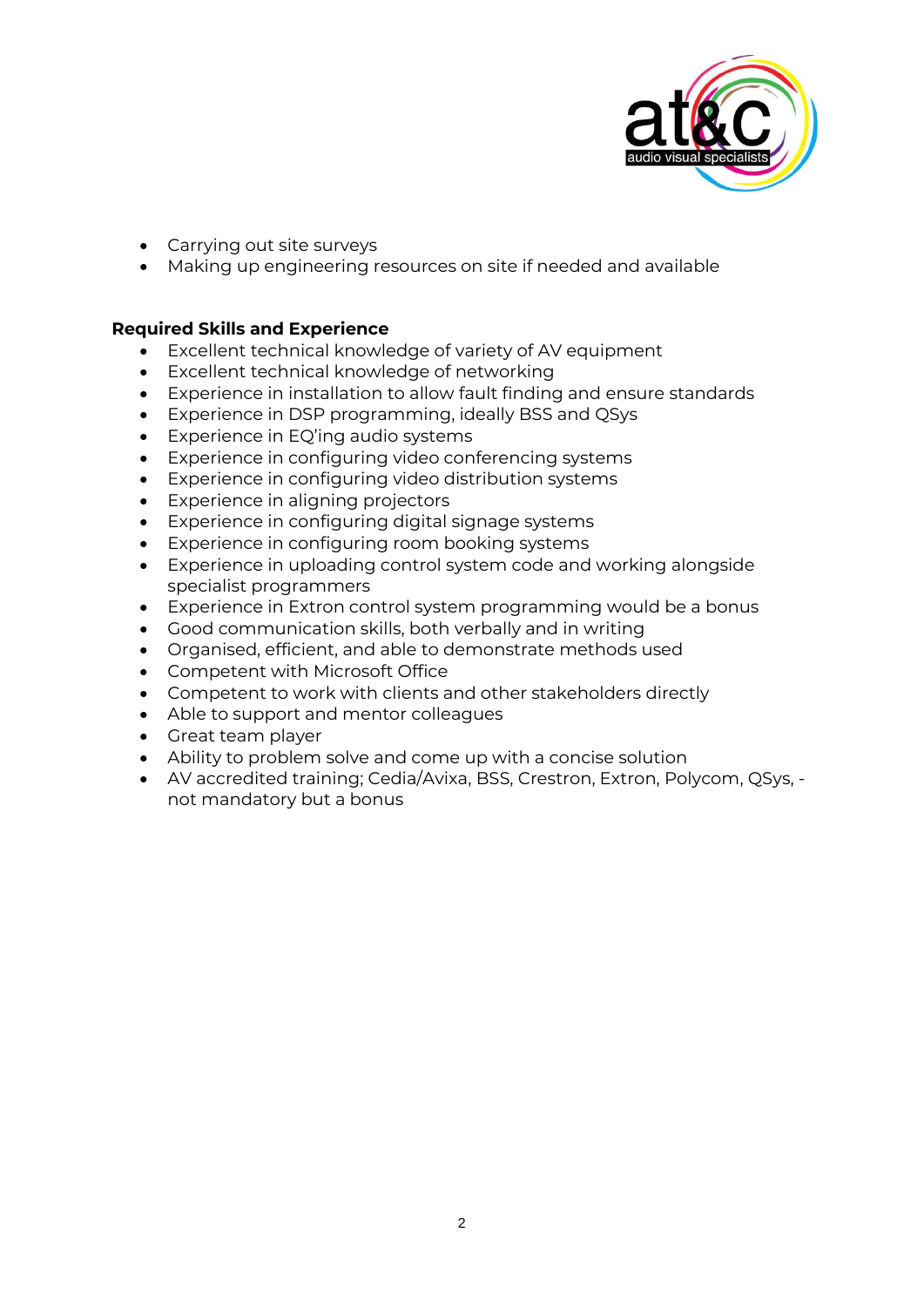- Carrying out site surveys
- Making up engineering resources on site if needed and available

**Required Skills and Experience**

- Excellent technical knowledge of variety of AV equipment
- Excellent technical knowledge of networking
- Experience in installation to allow fault finding and ensure standards
- Experience in DSP programming, ideally BSS and QSys
- Experience in EQ'ing audio systems
- Experience in configuring video conferencing systems
- Experience in configuring video distribution systems
- Experience in aligning projectors
- Experience in configuring digital signage systems
- Experience in configuring room booking systems
- Experience in uploading control system code and working alongside specialist programmers
- Experience in Extron control system programming would be a bonus
- Good communication skills, both verbally and in writing
- Organised, efficient, and able to demonstrate methods used
- Competent with Microsoft Office
- Competent to work with clients and other stakeholders directly
- Able to support and mentor colleagues
- Great team player
- Ability to problem solve and come up with a concise solution
- AV accredited training; Cedia/Avixa, BSS, Crestron, Extron, Polycom, QSys, - not mandatory but a bonus